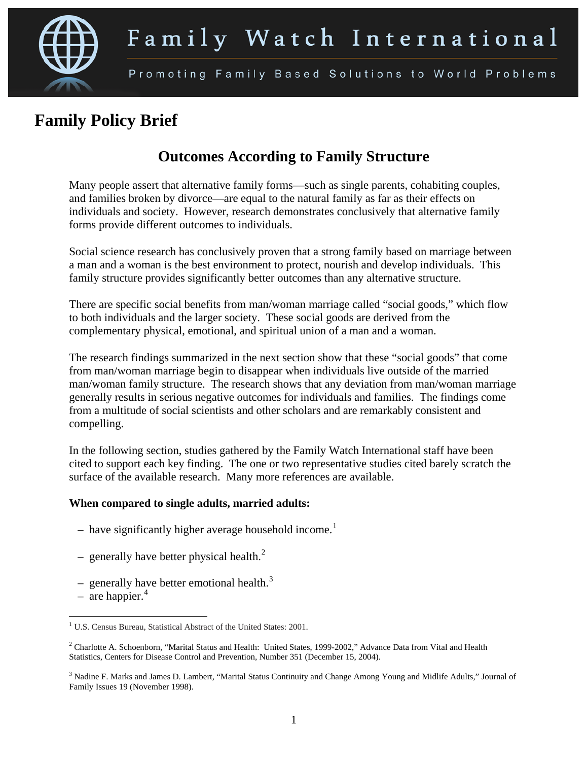Family Watch International

Promoting Family Based Solutions to World Problems

# Family Policy Brief

## Outcomes According to Family Structure

Many people assert that alternative family forms—such as single parents, cohabiting couples, and families broken by divorce—are equal to the natural family as far as their effects on individuals and society. However, research demonstrates conclusively that alternative family forms provide different outcomes to individuals.

Social science research has conclusively proven that a strong family based on marriage between a man and a woman is the best environment to protect, nourish and develop individuals. This family structure provides significantly better outcomes than any alternative structure.

There are specific social benefits from man/woman marriage called "social goods," which flow to both individuals and the larger society. These social goods are derived from the complementary physical, emotional, and spiritual union of a man and a woman.

The research findings summarized in the next section show that these "social goods" that come from man/woman marriage begin to disappear when individuals live outside of the married man/woman family structure. The research shows that any deviation from man/woman marriage generally results in serious negative outcomes for individuals and families. The findings come from a multitude of social scientists and other scholars and are remarkably consistent and compelling.

In the following section, studies gathered by the Family Watch International staff have been cited to support each key finding. The one or two representative studies cited barely scratch the surface of the available research. Many more references are available.

**When compared to single adults, married adults:**

– have significantly higher average household income.[1]

– generally have better physical health.[2]

– generally have better emotional health.[3]

– are happier.[4]

---

[1] U.S. Census Bureau, Statistical Abstract of the United States: 2001.

[2] Charlotte A. Schoenborn, "Marital Status and Health: United States, 1999-2002," Advance Data from Vital and Health Statistics, Centers for Disease Control and Prevention, Number 351 (December 15, 2004).

[3] Nadine F. Marks and James D. Lambert, "Marital Status Continuity and Change Among Young and Midlife Adults," Journal of Family Issues 19 (November 1998).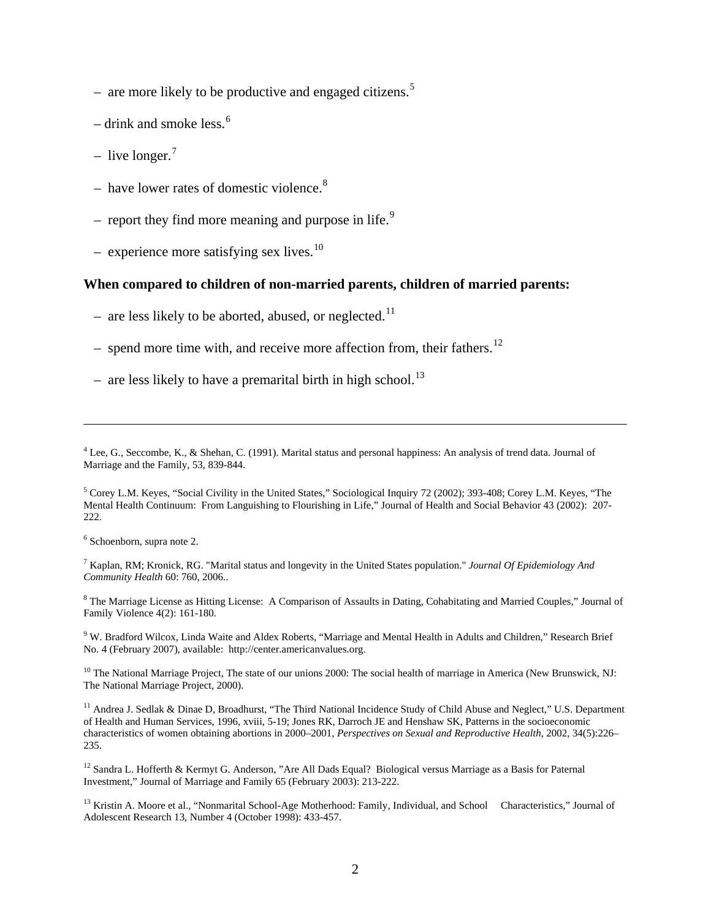– are more likely to be productive and engaged citizens.[5]

– drink and smoke less.[6]

– live longer.[7]

– have lower rates of domestic violence.[8]

– report they find more meaning and purpose in life.[9]

– experience more satisfying sex lives.[10]

**When compared to children of non-married parents, children of married parents:**

– are less likely to be aborted, abused, or neglected.[11]

– spend more time with, and receive more affection from, their fathers.[12]

– are less likely to have a premarital birth in high school.[13]

---

[4] Lee, G., Seccombe, K., & Shehan, C. (1991). Marital status and personal happiness: An analysis of trend data. Journal of Marriage and the Family, 53, 839-844.

[5] Corey L.M. Keyes, "Social Civility in the United States," Sociological Inquiry 72 (2002); 393-408; Corey L.M. Keyes, "The Mental Health Continuum: From Languishing to Flourishing in Life," Journal of Health and Social Behavior 43 (2002): 207-222.

[6] Schoenborn, supra note 2.

[7] Kaplan, RM; Kronick, RG. "Marital status and longevity in the United States population." *Journal Of Epidemiology And Community Health* 60: 760, 2006..

[8] The Marriage License as Hitting License: A Comparison of Assaults in Dating, Cohabitating and Married Couples," Journal of Family Violence 4(2): 161-180.

[9] W. Bradford Wilcox, Linda Waite and Aldex Roberts, "Marriage and Mental Health in Adults and Children," Research Brief No. 4 (February 2007), available: http://center.americanvalues.org.

[10] The National Marriage Project, The state of our unions 2000: The social health of marriage in America (New Brunswick, NJ: The National Marriage Project, 2000).

[11] Andrea J. Sedlak & Dinae D, Broadhurst, "The Third National Incidence Study of Child Abuse and Neglect," U.S. Department of Health and Human Services, 1996, xviii, 5-19; Jones RK, Darroch JE and Henshaw SK, Patterns in the socioeconomic characteristics of women obtaining abortions in 2000–2001, *Perspectives on Sexual and Reproductive Health,* 2002, 34(5):226–235.

[12] Sandra L. Hofferth & Kermyt G. Anderson, "Are All Dads Equal? Biological versus Marriage as a Basis for Paternal Investment," Journal of Marriage and Family 65 (February 2003): 213-222.

[13] Kristin A. Moore et al., "Nonmarital School-Age Motherhood: Family, Individual, and School Characteristics," Journal of Adolescent Research 13, Number 4 (October 1998): 433-457.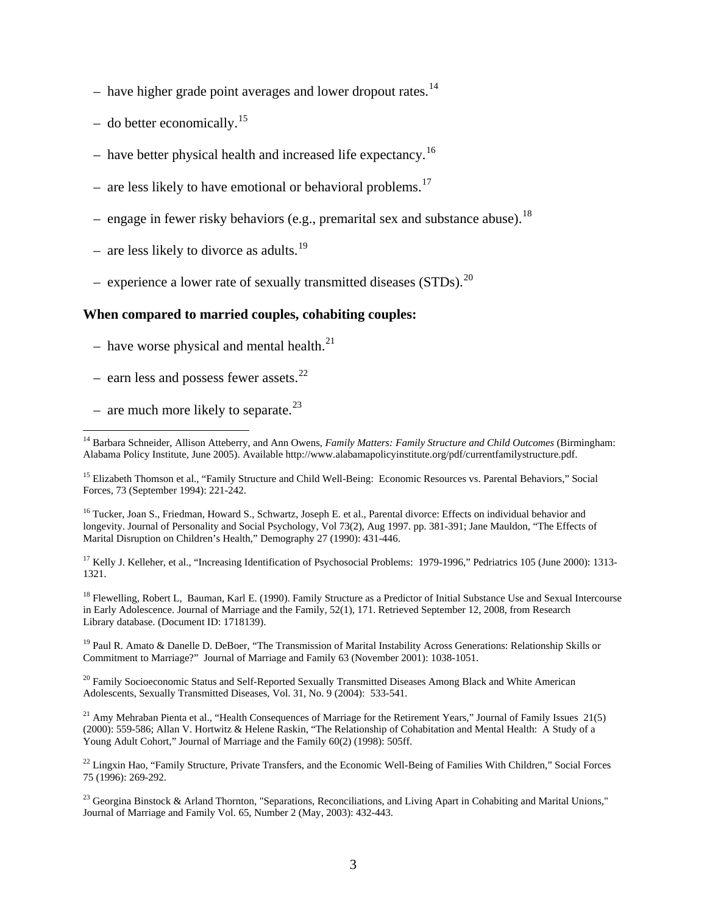– have higher grade point averages and lower dropout rates.[14]

– do better economically.[15]

– have better physical health and increased life expectancy.[16]

– are less likely to have emotional or behavioral problems.[17]

– engage in fewer risky behaviors (e.g., premarital sex and substance abuse).[18]

– are less likely to divorce as adults.[19]

– experience a lower rate of sexually transmitted diseases (STDs).[20]

**When compared to married couples, cohabiting couples:**

– have worse physical and mental health.[21]

– earn less and possess fewer assets.[22]

– are much more likely to separate.[23]

---

[14] Barbara Schneider, Allison Atteberry, and Ann Owens, *Family Matters: Family Structure and Child Outcomes* (Birmingham: Alabama Policy Institute, June 2005). Available http://www.alabamapolicyinstitute.org/pdf/currentfamilystructure.pdf.

[15] Elizabeth Thomson et al., "Family Structure and Child Well-Being: Economic Resources vs. Parental Behaviors," Social Forces, 73 (September 1994): 221-242.

[16] Tucker, Joan S., Friedman, Howard S., Schwartz, Joseph E. et al., Parental divorce: Effects on individual behavior and longevity. Journal of Personality and Social Psychology, Vol 73(2), Aug 1997. pp. 381-391; Jane Mauldon, "The Effects of Marital Disruption on Children's Health," Demography 27 (1990): 431-446.

[17] Kelly J. Kelleher, et al., "Increasing Identification of Psychosocial Problems: 1979-1996," Pediatrics 105 (June 2000): 1313-1321.

[18] Flewelling, Robert L, Bauman, Karl E. (1990). Family Structure as a Predictor of Initial Substance Use and Sexual Intercourse in Early Adolescence. Journal of Marriage and the Family, 52(1), 171. Retrieved September 12, 2008, from Research Library database. (Document ID: 1718139).

[19] Paul R. Amato & Danelle D. DeBoer, "The Transmission of Marital Instability Across Generations: Relationship Skills or Commitment to Marriage?" Journal of Marriage and Family 63 (November 2001): 1038-1051.

[20] Family Socioeconomic Status and Self-Reported Sexually Transmitted Diseases Among Black and White American Adolescents, Sexually Transmitted Diseases, Vol. 31, No. 9 (2004): 533-541.

[21] Amy Mehraban Pienta et al., "Health Consequences of Marriage for the Retirement Years," Journal of Family Issues 21(5) (2000): 559-586; Allan V. Hortwitz & Helene Raskin, "The Relationship of Cohabitation and Mental Health: A Study of a Young Adult Cohort," Journal of Marriage and the Family 60(2) (1998): 505ff.

[22] Lingxin Hao, "Family Structure, Private Transfers, and the Economic Well-Being of Families With Children," Social Forces 75 (1996): 269-292.

[23] Georgina Binstock & Arland Thornton, "Separations, Reconciliations, and Living Apart in Cohabiting and Marital Unions," Journal of Marriage and Family Vol. 65, Number 2 (May, 2003): 432-443.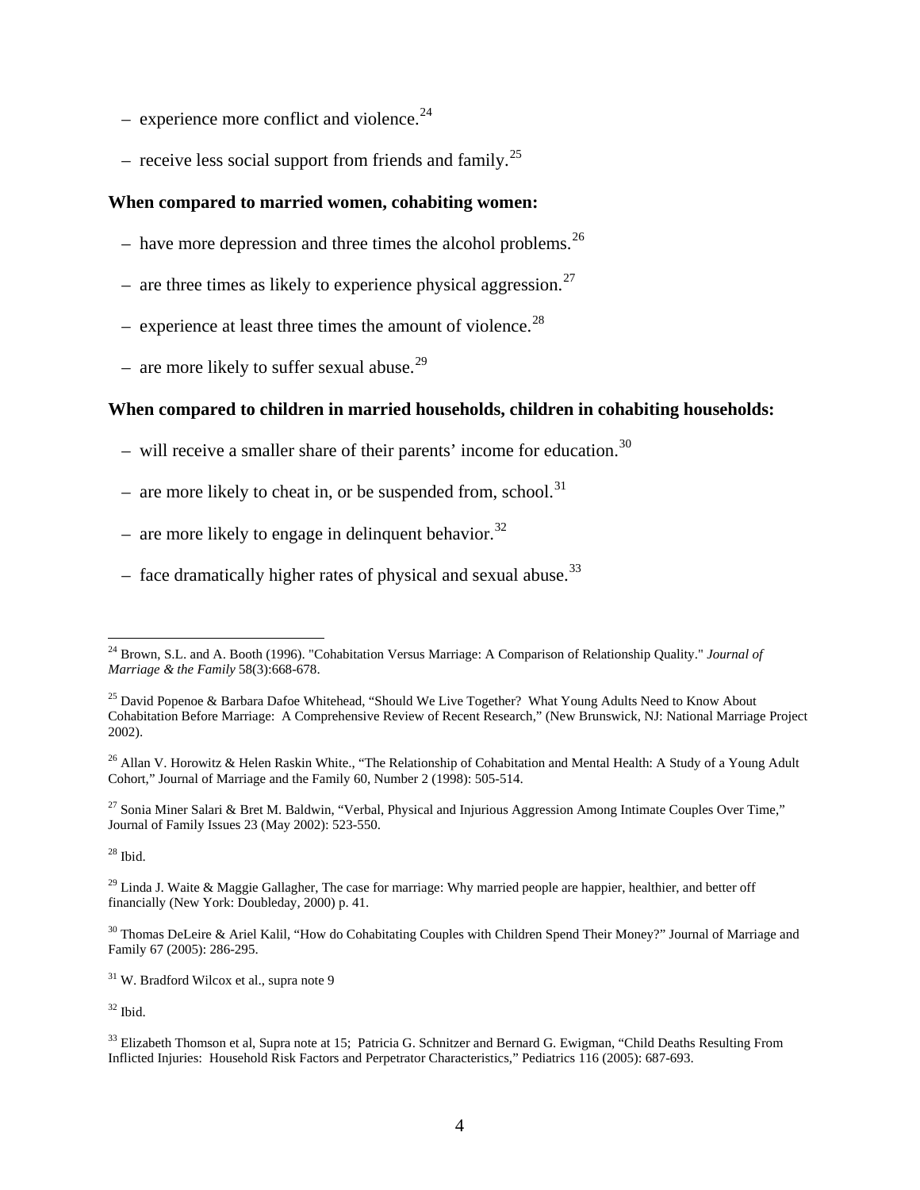– experience more conflict and violence.[24]

– receive less social support from friends and family.[25]

**When compared to married women, cohabiting women:**

– have more depression and three times the alcohol problems.[26]

– are three times as likely to experience physical aggression.[27]

– experience at least three times the amount of violence.[28]

– are more likely to suffer sexual abuse.[29]

**When compared to children in married households, children in cohabiting households:**

– will receive a smaller share of their parents' income for education.[30]

– are more likely to cheat in, or be suspended from, school.[31]

– are more likely to engage in delinquent behavior.[32]

– face dramatically higher rates of physical and sexual abuse.[33]

---

[24] Brown, S.L. and A. Booth (1996). "Cohabitation Versus Marriage: A Comparison of Relationship Quality." *Journal of Marriage & the Family* 58(3):668-678.

[25] David Popenoe & Barbara Dafoe Whitehead, "Should We Live Together? What Young Adults Need to Know About Cohabitation Before Marriage: A Comprehensive Review of Recent Research," (New Brunswick, NJ: National Marriage Project 2002).

[26] Allan V. Horowitz & Helen Raskin White., "The Relationship of Cohabitation and Mental Health: A Study of a Young Adult Cohort," Journal of Marriage and the Family 60, Number 2 (1998): 505-514.

[27] Sonia Miner Salari & Bret M. Baldwin, "Verbal, Physical and Injurious Aggression Among Intimate Couples Over Time," Journal of Family Issues 23 (May 2002): 523-550.

[28] Ibid.

[29] Linda J. Waite & Maggie Gallagher, The case for marriage: Why married people are happier, healthier, and better off financially (New York: Doubleday, 2000) p. 41.

[30] Thomas DeLeire & Ariel Kalil, "How do Cohabitating Couples with Children Spend Their Money?" Journal of Marriage and Family 67 (2005): 286-295.

[31] W. Bradford Wilcox et al., supra note 9

[32] Ibid.

[33] Elizabeth Thomson et al, Supra note at 15; Patricia G. Schnitzer and Bernard G. Ewigman, "Child Deaths Resulting From Inflicted Injuries: Household Risk Factors and Perpetrator Characteristics," Pediatrics 116 (2005): 687-693.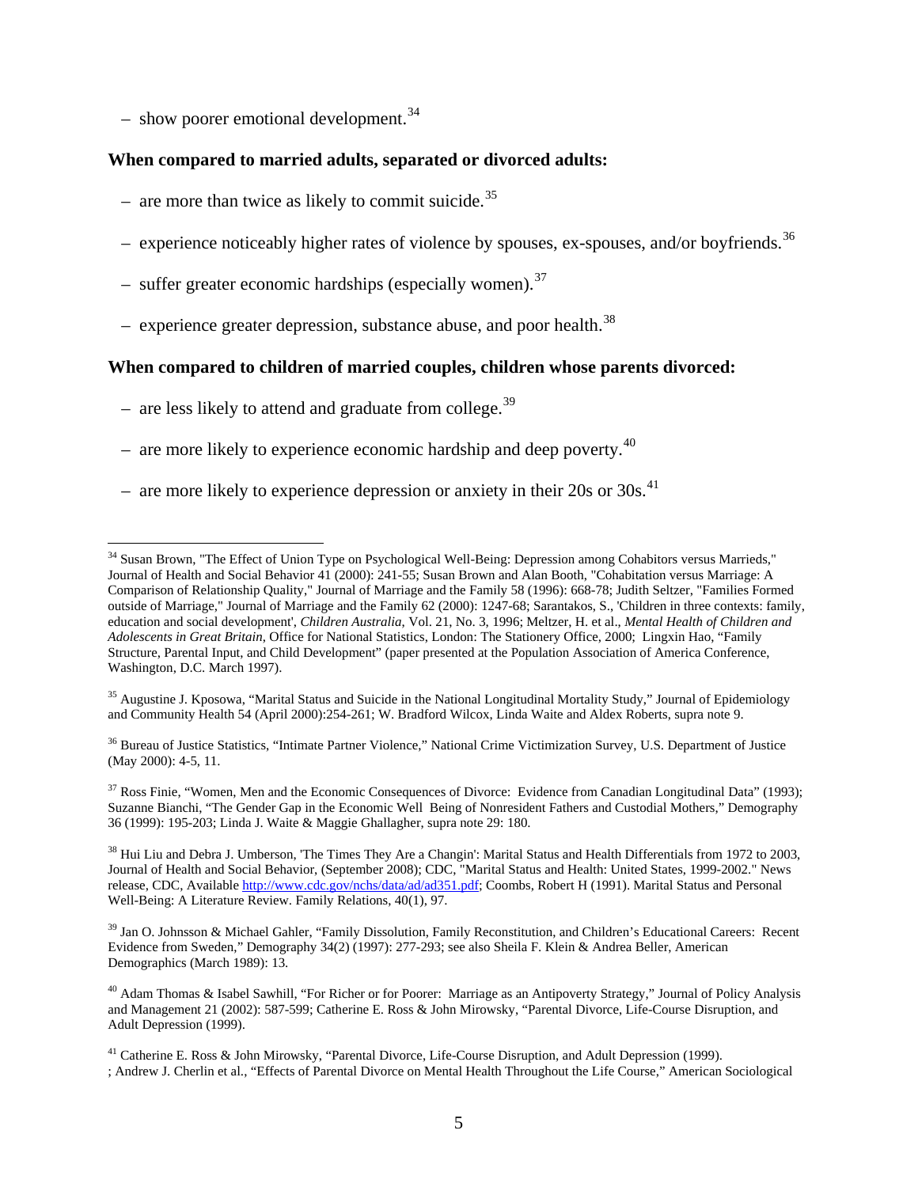– show poorer emotional development.[34]

**When compared to married adults, separated or divorced adults:**

– are more than twice as likely to commit suicide.[35]

– experience noticeably higher rates of violence by spouses, ex-spouses, and/or boyfriends.[36]

– suffer greater economic hardships (especially women).[37]

– experience greater depression, substance abuse, and poor health.[38]

**When compared to children of married couples, children whose parents divorced:**

– are less likely to attend and graduate from college.[39]

– are more likely to experience economic hardship and deep poverty.[40]

– are more likely to experience depression or anxiety in their 20s or 30s.[41]

---

[34] Susan Brown, "The Effect of Union Type on Psychological Well-Being: Depression among Cohabitors versus Marrieds," Journal of Health and Social Behavior 41 (2000): 241-55; Susan Brown and Alan Booth, "Cohabitation versus Marriage: A Comparison of Relationship Quality," Journal of Marriage and the Family 58 (1996): 668-78; Judith Seltzer, "Families Formed outside of Marriage," Journal of Marriage and the Family 62 (2000): 1247-68; Sarantakos, S., 'Children in three contexts: family, education and social development', *Children Australia*, Vol. 21, No. 3, 1996; Meltzer, H. et al., *Mental Health of Children and Adolescents in Great Britain*, Office for National Statistics, London: The Stationery Office, 2000; Lingxin Hao, "Family Structure, Parental Input, and Child Development" (paper presented at the Population Association of America Conference, Washington, D.C. March 1997).

[35] Augustine J. Kposowa, "Marital Status and Suicide in the National Longitudinal Mortality Study," Journal of Epidemiology and Community Health 54 (April 2000):254-261; W. Bradford Wilcox, Linda Waite and Aldex Roberts, supra note 9.

[36] Bureau of Justice Statistics, "Intimate Partner Violence," National Crime Victimization Survey, U.S. Department of Justice (May 2000): 4-5, 11.

[37] Ross Finie, "Women, Men and the Economic Consequences of Divorce: Evidence from Canadian Longitudinal Data" (1993); Suzanne Bianchi, "The Gender Gap in the Economic Well Being of Nonresident Fathers and Custodial Mothers," Demography 36 (1999): 195-203; Linda J. Waite & Maggie Ghallagher, supra note 29: 180.

[38] Hui Liu and Debra J. Umberson, 'The Times They Are a Changin': Marital Status and Health Differentials from 1972 to 2003, Journal of Health and Social Behavior, (September 2008); CDC, "Marital Status and Health: United States, 1999-2002." News release, CDC, Available http://www.cdc.gov/nchs/data/ad/ad351.pdf; Coombs, Robert H (1991). Marital Status and Personal Well-Being: A Literature Review. Family Relations, 40(1), 97.

[39] Jan O. Johnsson & Michael Gahler, "Family Dissolution, Family Reconstitution, and Children's Educational Careers: Recent Evidence from Sweden," Demography 34(2) (1997): 277-293; see also Sheila F. Klein & Andrea Beller, American Demographics (March 1989): 13.

[40] Adam Thomas & Isabel Sawhill, "For Richer or for Poorer: Marriage as an Antipoverty Strategy," Journal of Policy Analysis and Management 21 (2002): 587-599; Catherine E. Ross & John Mirowsky, "Parental Divorce, Life-Course Disruption, and Adult Depression (1999).

[41] Catherine E. Ross & John Mirowsky, "Parental Divorce, Life-Course Disruption, and Adult Depression (1999). ; Andrew J. Cherlin et al., "Effects of Parental Divorce on Mental Health Throughout the Life Course," American Sociological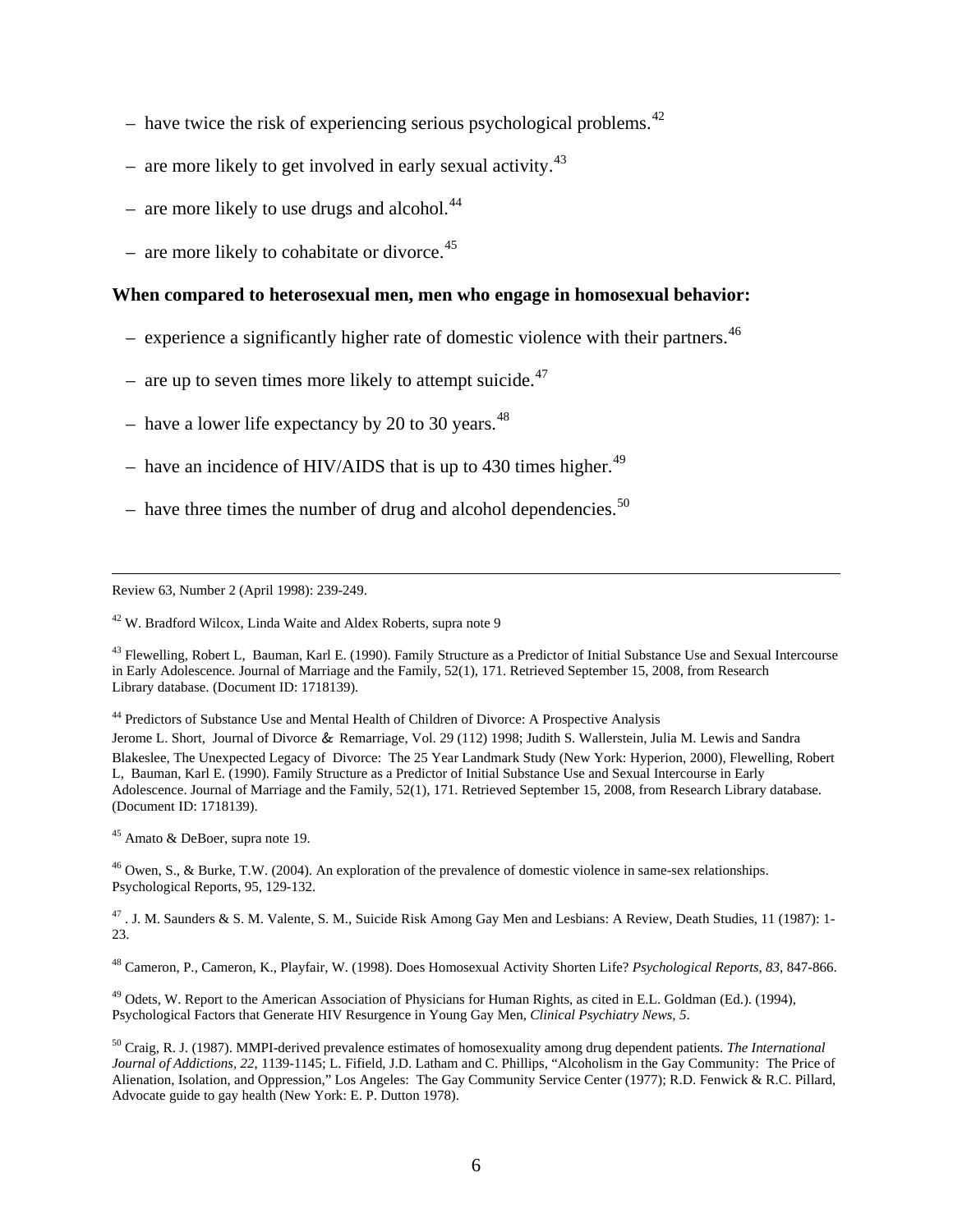– have twice the risk of experiencing serious psychological problems.[42]

– are more likely to get involved in early sexual activity.[43]

– are more likely to use drugs and alcohol.[44]

– are more likely to cohabitate or divorce.[45]

**When compared to heterosexual men, men who engage in homosexual behavior:**

– experience a significantly higher rate of domestic violence with their partners.[46]

– are up to seven times more likely to attempt suicide.[47]

– have a lower life expectancy by 20 to 30 years.[48]

– have an incidence of HIV/AIDS that is up to 430 times higher.[49]

– have three times the number of drug and alcohol dependencies.[50]

---

Review 63, Number 2 (April 1998): 239-249.

[42] W. Bradford Wilcox, Linda Waite and Aldex Roberts, supra note 9

[43] Flewelling, Robert L, Bauman, Karl E. (1990). Family Structure as a Predictor of Initial Substance Use and Sexual Intercourse in Early Adolescence. Journal of Marriage and the Family, 52(1), 171. Retrieved September 15, 2008, from Research Library database. (Document ID: 1718139).

[44] Predictors of Substance Use and Mental Health of Children of Divorce: A Prospective Analysis Jerome L. Short, Journal of Divorce & Remarriage, Vol. 29 (112) 1998; Judith S. Wallerstein, Julia M. Lewis and Sandra Blakeslee, The Unexpected Legacy of Divorce: The 25 Year Landmark Study (New York: Hyperion, 2000), Flewelling, Robert L, Bauman, Karl E. (1990). Family Structure as a Predictor of Initial Substance Use and Sexual Intercourse in Early Adolescence. Journal of Marriage and the Family, 52(1), 171. Retrieved September 15, 2008, from Research Library database. (Document ID: 1718139).

[45] Amato & DeBoer, supra note 19.

[46] Owen, S., & Burke, T.W. (2004). An exploration of the prevalence of domestic violence in same-sex relationships. Psychological Reports, 95, 129-132.

[47] . J. M. Saunders & S. M. Valente, S. M., Suicide Risk Among Gay Men and Lesbians: A Review, Death Studies, 11 (1987): 1-23.

[48] Cameron, P., Cameron, K., Playfair, W. (1998). Does Homosexual Activity Shorten Life? *Psychological Reports, 83*, 847-866.

[49] Odets, W. Report to the American Association of Physicians for Human Rights, as cited in E.L. Goldman (Ed.). (1994), Psychological Factors that Generate HIV Resurgence in Young Gay Men, *Clinical Psychiatry News, 5*.

[50] Craig, R. J. (1987). MMPI-derived prevalence estimates of homosexuality among drug dependent patients. *The International Journal of Addictions, 22*, 1139-1145; L. Fifield, J.D. Latham and C. Phillips, "Alcoholism in the Gay Community: The Price of Alienation, Isolation, and Oppression," Los Angeles: The Gay Community Service Center (1977); R.D. Fenwick & R.C. Pillard, Advocate guide to gay health (New York: E. P. Dutton 1978).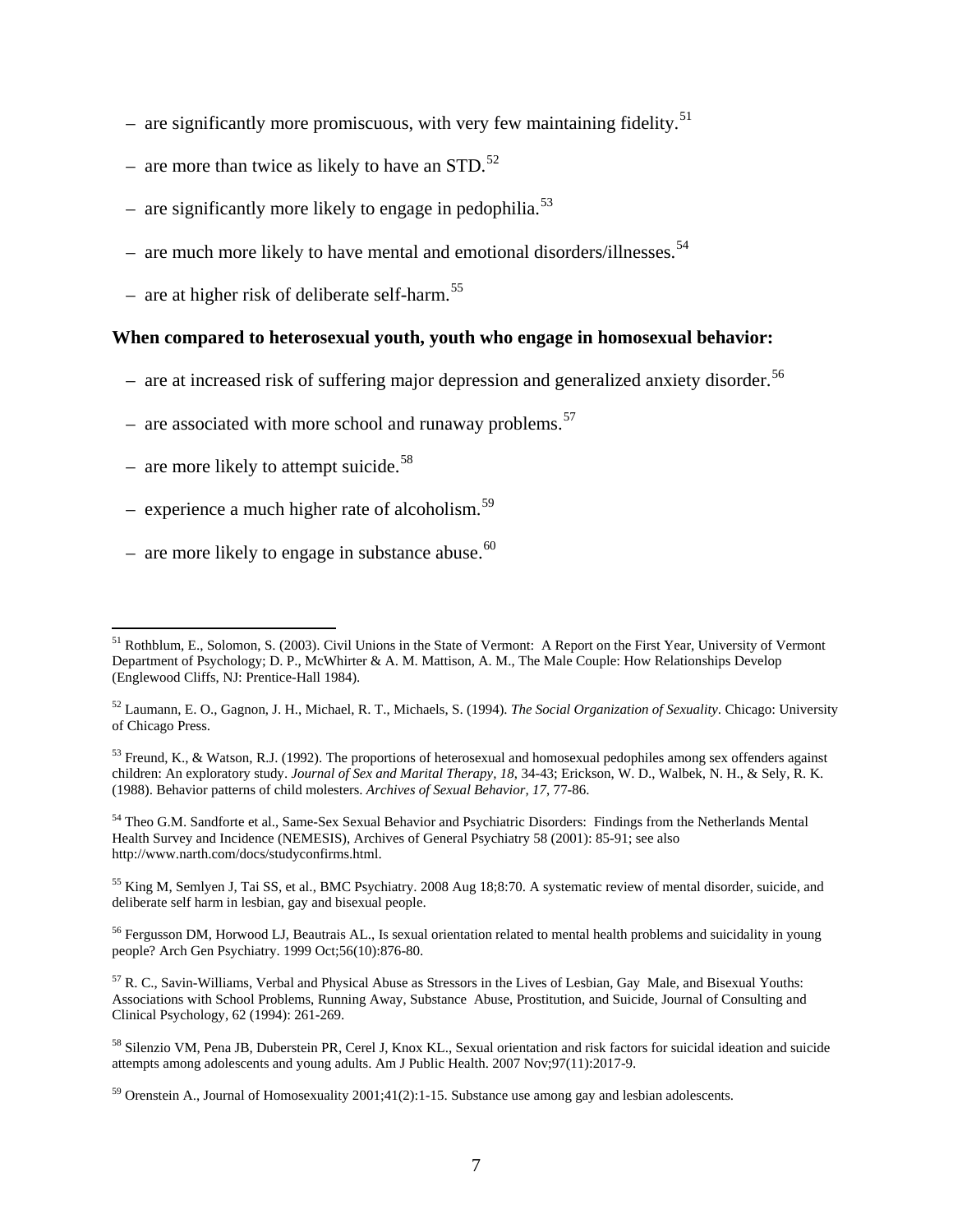– are significantly more promiscuous, with very few maintaining fidelity.[51]

– are more than twice as likely to have an STD.[52]

– are significantly more likely to engage in pedophilia.[53]

– are much more likely to have mental and emotional disorders/illnesses.[54]

– are at higher risk of deliberate self-harm.[55]

**When compared to heterosexual youth, youth who engage in homosexual behavior:**

– are at increased risk of suffering major depression and generalized anxiety disorder.[56]

– are associated with more school and runaway problems.[57]

– are more likely to attempt suicide.[58]

– experience a much higher rate of alcoholism.[59]

– are more likely to engage in substance abuse.[60]

---

[51] Rothblum, E., Solomon, S. (2003). Civil Unions in the State of Vermont: A Report on the First Year, University of Vermont Department of Psychology; D. P., McWhirter & A. M. Mattison, A. M., The Male Couple: How Relationships Develop (Englewood Cliffs, NJ: Prentice-Hall 1984).

[52] Laumann, E. O., Gagnon, J. H., Michael, R. T., Michaels, S. (1994). *The Social Organization of Sexuality*. Chicago: University of Chicago Press.

[53] Freund, K., & Watson, R.J. (1992). The proportions of heterosexual and homosexual pedophiles among sex offenders against children: An exploratory study. *Journal of Sex and Marital Therapy, 18,* 34-43; Erickson, W. D., Walbek, N. H., & Sely, R. K. (1988). Behavior patterns of child molesters. *Archives of Sexual Behavior, 17*, 77-86.

[54] Theo G.M. Sandforte et al., Same-Sex Sexual Behavior and Psychiatric Disorders: Findings from the Netherlands Mental Health Survey and Incidence (NEMESIS), Archives of General Psychiatry 58 (2001): 85-91; see also http://www.narth.com/docs/studyconfirms.html.

[55] King M, Semlyen J, Tai SS, et al., BMC Psychiatry. 2008 Aug 18;8:70. A systematic review of mental disorder, suicide, and deliberate self harm in lesbian, gay and bisexual people.

[56] Fergusson DM, Horwood LJ, Beautrais AL., Is sexual orientation related to mental health problems and suicidality in young people? Arch Gen Psychiatry. 1999 Oct;56(10):876-80.

[57] R. C., Savin-Williams, Verbal and Physical Abuse as Stressors in the Lives of Lesbian, Gay Male, and Bisexual Youths: Associations with School Problems, Running Away, Substance Abuse, Prostitution, and Suicide, Journal of Consulting and Clinical Psychology, 62 (1994): 261-269.

[58] Silenzio VM, Pena JB, Duberstein PR, Cerel J, Knox KL., Sexual orientation and risk factors for suicidal ideation and suicide attempts among adolescents and young adults. Am J Public Health. 2007 Nov;97(11):2017-9.

[59] Orenstein A., Journal of Homosexuality 2001;41(2):1-15. Substance use among gay and lesbian adolescents.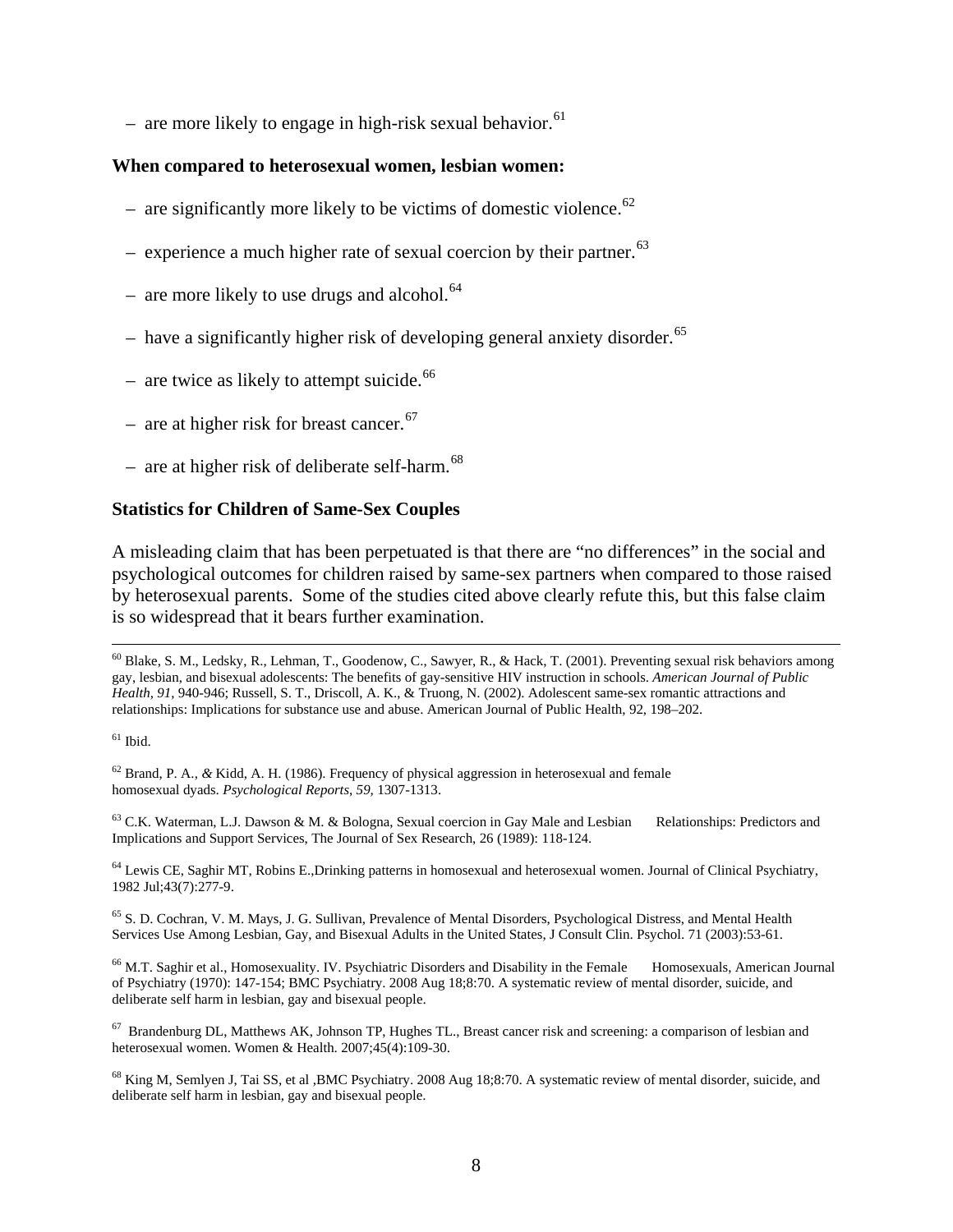– are more likely to engage in high-risk sexual behavior.[61]

**When compared to heterosexual women, lesbian women:**

– are significantly more likely to be victims of domestic violence.[62]

– experience a much higher rate of sexual coercion by their partner.[63]

– are more likely to use drugs and alcohol.[64]

– have a significantly higher risk of developing general anxiety disorder.[65]

– are twice as likely to attempt suicide.[66]

– are at higher risk for breast cancer.[67]

– are at higher risk of deliberate self-harm.[68]

**Statistics for Children of Same-Sex Couples**

A misleading claim that has been perpetuated is that there are "no differences" in the social and psychological outcomes for children raised by same-sex partners when compared to those raised by heterosexual parents. Some of the studies cited above clearly refute this, but this false claim is so widespread that it bears further examination.

---

[60] Blake, S. M., Ledsky, R., Lehman, T., Goodenow, C., Sawyer, R., & Hack, T. (2001). Preventing sexual risk behaviors among gay, lesbian, and bisexual adolescents: The benefits of gay-sensitive HIV instruction in schools. *American Journal of Public Health, 91*, 940-946; Russell, S. T., Driscoll, A. K., & Truong, N. (2002). Adolescent same-sex romantic attractions and relationships: Implications for substance use and abuse. American Journal of Public Health, 92, 198–202.

[61] Ibid.

[62] Brand, P. A., *&* Kidd, A. H. (1986). Frequency of physical aggression in heterosexual and female homosexual dyads. *Psychological Reports, 59,* 1307-1313.

[63] C.K. Waterman, L.J. Dawson & M. & Bologna, Sexual coercion in Gay Male and Lesbian Relationships: Predictors and Implications and Support Services, The Journal of Sex Research, 26 (1989): 118-124.

[64] Lewis CE, Saghir MT, Robins E.,Drinking patterns in homosexual and heterosexual women. Journal of Clinical Psychiatry, 1982 Jul;43(7):277-9.

[65] S. D. Cochran, V. M. Mays, J. G. Sullivan, Prevalence of Mental Disorders, Psychological Distress, and Mental Health Services Use Among Lesbian, Gay, and Bisexual Adults in the United States, J Consult Clin. Psychol. 71 (2003):53-61.

[66] M.T. Saghir et al., Homosexuality. IV. Psychiatric Disorders and Disability in the Female Homosexuals, American Journal of Psychiatry (1970): 147-154; BMC Psychiatry. 2008 Aug 18;8:70. A systematic review of mental disorder, suicide, and deliberate self harm in lesbian, gay and bisexual people.

[67] Brandenburg DL, Matthews AK, Johnson TP, Hughes TL., Breast cancer risk and screening: a comparison of lesbian and heterosexual women. Women & Health. 2007;45(4):109-30.

[68] King M, Semlyen J, Tai SS, et al ,BMC Psychiatry. 2008 Aug 18;8:70. A systematic review of mental disorder, suicide, and deliberate self harm in lesbian, gay and bisexual people.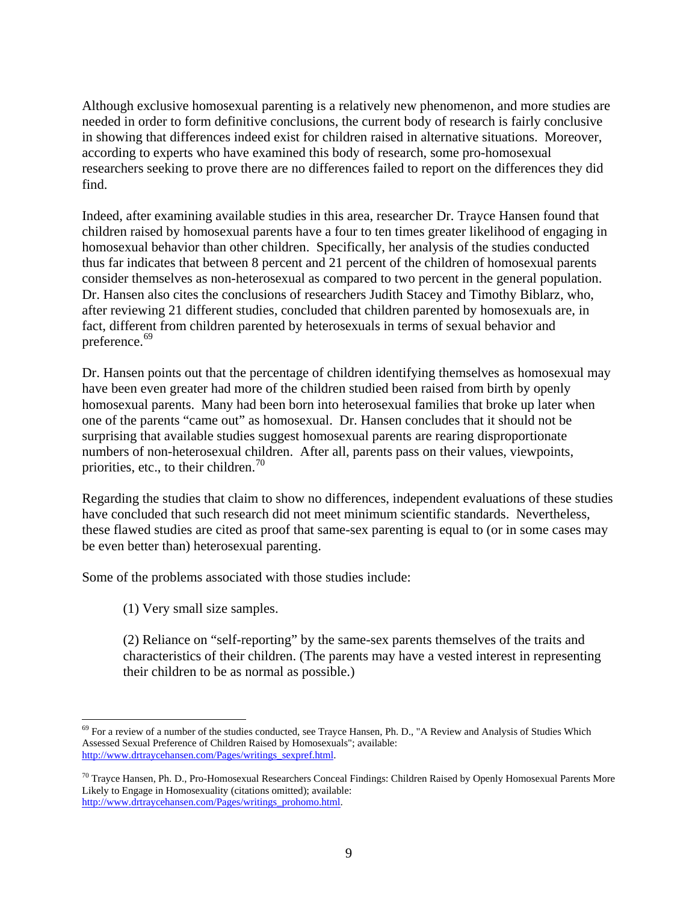Although exclusive homosexual parenting is a relatively new phenomenon, and more studies are needed in order to form definitive conclusions, the current body of research is fairly conclusive in showing that differences indeed exist for children raised in alternative situations. Moreover, according to experts who have examined this body of research, some pro-homosexual researchers seeking to prove there are no differences failed to report on the differences they did find.

Indeed, after examining available studies in this area, researcher Dr. Trayce Hansen found that children raised by homosexual parents have a four to ten times greater likelihood of engaging in homosexual behavior than other children. Specifically, her analysis of the studies conducted thus far indicates that between 8 percent and 21 percent of the children of homosexual parents consider themselves as non-heterosexual as compared to two percent in the general population. Dr. Hansen also cites the conclusions of researchers Judith Stacey and Timothy Biblarz, who, after reviewing 21 different studies, concluded that children parented by homosexuals are, in fact, different from children parented by heterosexuals in terms of sexual behavior and preference.[69]

Dr. Hansen points out that the percentage of children identifying themselves as homosexual may have been even greater had more of the children studied been raised from birth by openly homosexual parents. Many had been born into heterosexual families that broke up later when one of the parents "came out" as homosexual. Dr. Hansen concludes that it should not be surprising that available studies suggest homosexual parents are rearing disproportionate numbers of non-heterosexual children. After all, parents pass on their values, viewpoints, priorities, etc., to their children.[70]

Regarding the studies that claim to show no differences, independent evaluations of these studies have concluded that such research did not meet minimum scientific standards. Nevertheless, these flawed studies are cited as proof that same-sex parenting is equal to (or in some cases may be even better than) heterosexual parenting.

Some of the problems associated with those studies include:

> (1) Very small size samples.
>
> (2) Reliance on "self-reporting" by the same-sex parents themselves of the traits and characteristics of their children. (The parents may have a vested interest in representing their children to be as normal as possible.)

---

[69] For a review of a number of the studies conducted, see Trayce Hansen, Ph. D., "A Review and Analysis of Studies Which Assessed Sexual Preference of Children Raised by Homosexuals"; available: http://www.drtraycehansen.com/Pages/writings_sexpref.html.

[70] Trayce Hansen, Ph. D., Pro-Homosexual Researchers Conceal Findings: Children Raised by Openly Homosexual Parents More Likely to Engage in Homosexuality (citations omitted); available: http://www.drtraycehansen.com/Pages/writings_prohomo.html.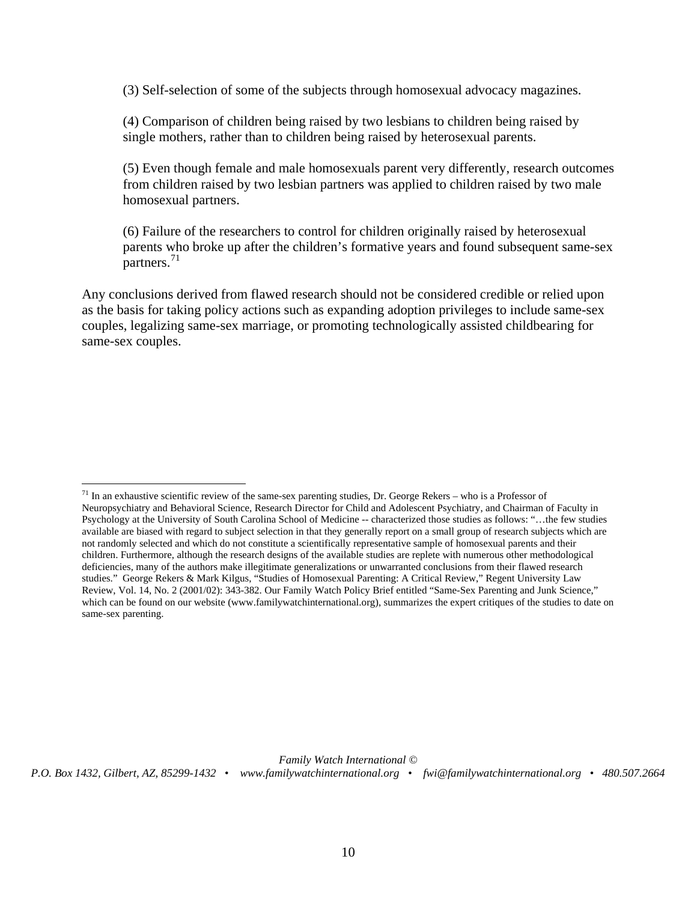(3) Self-selection of some of the subjects through homosexual advocacy magazines.

(4) Comparison of children being raised by two lesbians to children being raised by single mothers, rather than to children being raised by heterosexual parents.

(5) Even though female and male homosexuals parent very differently, research outcomes from children raised by two lesbian partners was applied to children raised by two male homosexual partners.

(6) Failure of the researchers to control for children originally raised by heterosexual parents who broke up after the children's formative years and found subsequent same-sex partners.[71]

Any conclusions derived from flawed research should not be considered credible or relied upon as the basis for taking policy actions such as expanding adoption privileges to include same-sex couples, legalizing same-sex marriage, or promoting technologically assisted childbearing for same-sex couples.

---

[71] In an exhaustive scientific review of the same-sex parenting studies, Dr. George Rekers – who is a Professor of Neuropsychiatry and Behavioral Science, Research Director for Child and Adolescent Psychiatry, and Chairman of Faculty in Psychology at the University of South Carolina School of Medicine -- characterized those studies as follows: "…the few studies available are biased with regard to subject selection in that they generally report on a small group of research subjects which are not randomly selected and which do not constitute a scientifically representative sample of homosexual parents and their children. Furthermore, although the research designs of the available studies are replete with numerous other methodological deficiencies, many of the authors make illegitimate generalizations or unwarranted conclusions from their flawed research studies." George Rekers & Mark Kilgus, "Studies of Homosexual Parenting: A Critical Review," Regent University Law Review, Vol. 14, No. 2 (2001/02): 343-382. Our Family Watch Policy Brief entitled "Same-Sex Parenting and Junk Science," which can be found on our website (www.familywatchinternational.org), summarizes the expert critiques of the studies to date on same-sex parenting.